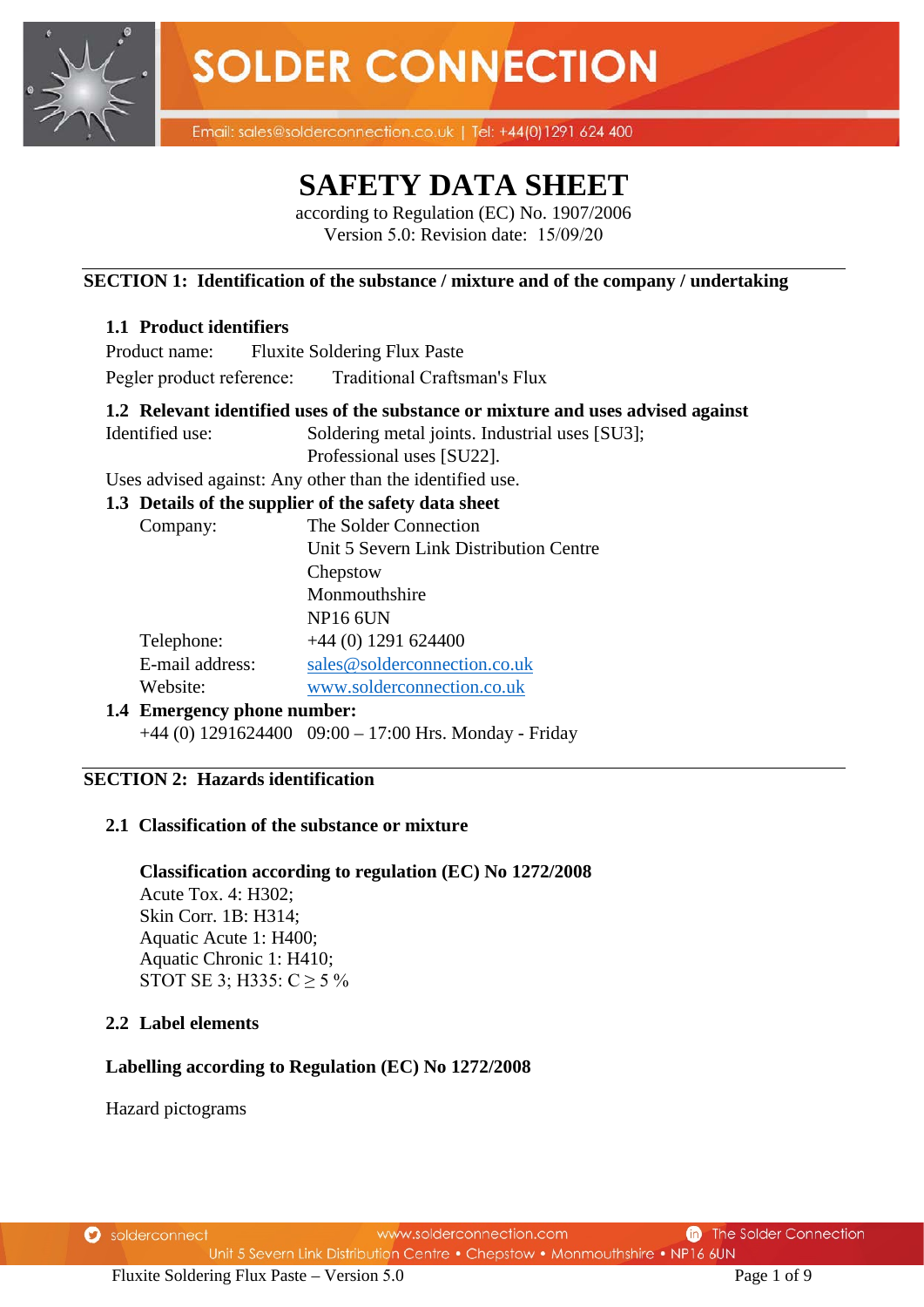# SAFETY DATA SHEET

according to Regulation (EC) No. 1907/2006
Version 5.0: Revision date: 15/09/20

## SECTION 1: Identification of the substance / mixture and of the company / undertaking

### 1.1 Product identifiers

Product name: Fluxite Soldering Flux Paste

Pegler product reference: Traditional Craftsman's Flux

### 1.2 Relevant identified uses of the substance or mixture and uses advised against

Identified use: Soldering metal joints. Industrial uses [SU3]; Professional uses [SU22].

Uses advised against: Any other than the identified use.

### 1.3 Details of the supplier of the safety data sheet

Company: The Solder Connection
Unit 5 Severn Link Distribution Centre
Chepstow
Monmouthshire
NP16 6UN

Telephone: +44 (0) 1291 624400

E-mail address: sales@solderconnection.co.uk

Website: www.solderconnection.co.uk

### 1.4 Emergency phone number:

+44 (0) 1291624400 09:00 – 17:00 Hrs. Monday - Friday

## SECTION 2: Hazards identification

### 2.1 Classification of the substance or mixture

**Classification according to regulation (EC) No 1272/2008**

Acute Tox. 4: H302;
Skin Corr. 1B: H314;
Aquatic Acute 1: H400;
Aquatic Chronic 1: H410;
STOT SE 3; H335: $C \geq 5$ %

### 2.2 Label elements

**Labelling according to Regulation (EC) No 1272/2008**

Hazard pictograms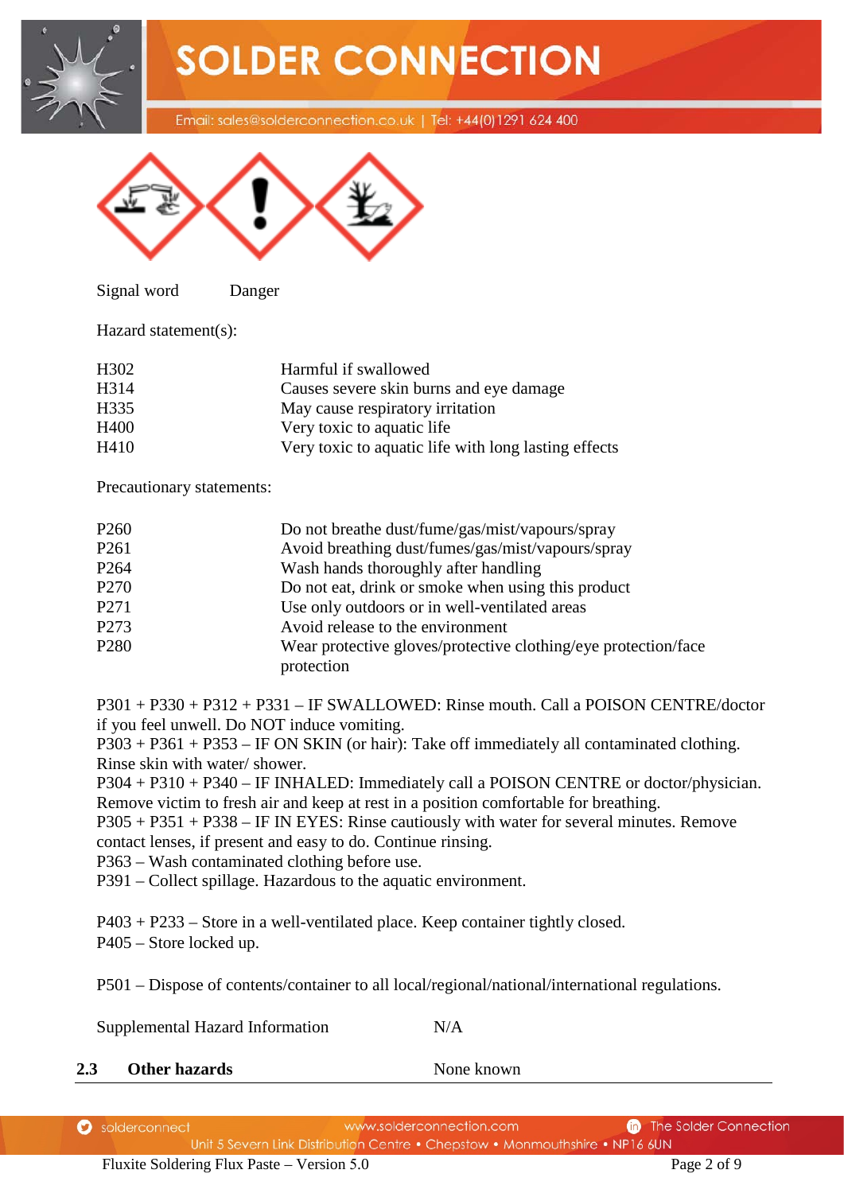Signal word Danger

Hazard statement(s):

| | |
|---|---|
| H302 | Harmful if swallowed |
| H314 | Causes severe skin burns and eye damage |
| H335 | May cause respiratory irritation |
| H400 | Very toxic to aquatic life |
| H410 | Very toxic to aquatic life with long lasting effects |

Precautionary statements:

| | |
|---|---|
| P260 | Do not breathe dust/fume/gas/mist/vapours/spray |
| P261 | Avoid breathing dust/fumes/gas/mist/vapours/spray |
| P264 | Wash hands thoroughly after handling |
| P270 | Do not eat, drink or smoke when using this product |
| P271 | Use only outdoors or in well-ventilated areas |
| P273 | Avoid release to the environment |
| P280 | Wear protective gloves/protective clothing/eye protection/face protection |

P301 + P330 + P312 + P331 – IF SWALLOWED: Rinse mouth. Call a POISON CENTRE/doctor if you feel unwell. Do NOT induce vomiting.
P303 + P361 + P353 – IF ON SKIN (or hair): Take off immediately all contaminated clothing. Rinse skin with water/ shower.
P304 + P310 + P340 – IF INHALED: Immediately call a POISON CENTRE or doctor/physician. Remove victim to fresh air and keep at rest in a position comfortable for breathing.
P305 + P351 + P338 – IF IN EYES: Rinse cautiously with water for several minutes. Remove contact lenses, if present and easy to do. Continue rinsing.
P363 – Wash contaminated clothing before use.
P391 – Collect spillage. Hazardous to the aquatic environment.

P403 + P233 – Store in a well-ventilated place. Keep container tightly closed.
P405 – Store locked up.

P501 – Dispose of contents/container to all local/regional/national/international regulations.

Supplemental Hazard Information N/A

## 2.3 Other hazards

None known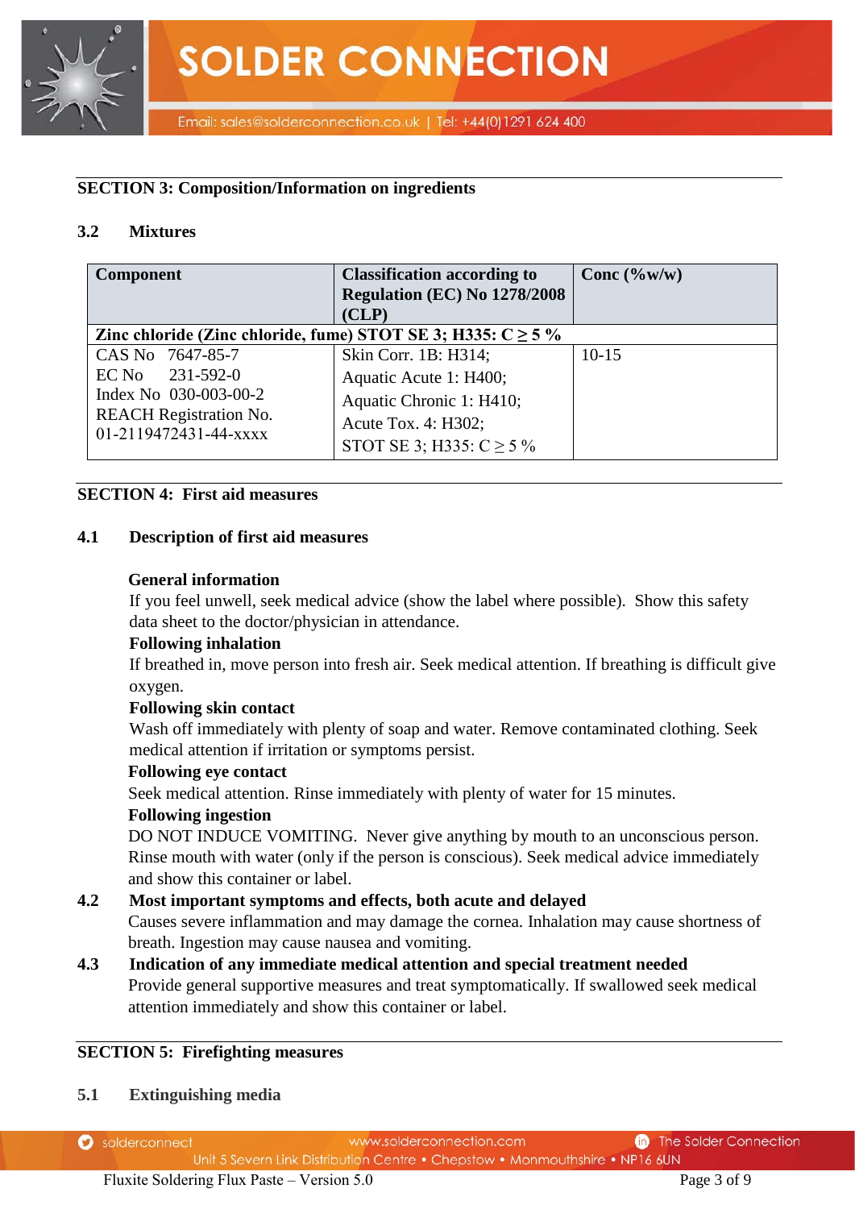## SECTION 3: Composition/Information on ingredients

### 3.2 Mixtures

| Component | Classification according to Regulation (EC) No 1278/2008 (CLP) | Conc (%w/w) |
|---|---|---|
| **Zinc chloride (Zinc chloride, fume) STOT SE 3; H335: C ≥ 5 %** | | |
| CAS No 7647-85-7<br>EC No 231-592-0<br>Index No 030-003-00-2<br>REACH Registration No. 01-2119472431-44-xxxx | Skin Corr. 1B: H314;<br>Aquatic Acute 1: H400;<br>Aquatic Chronic 1: H410;<br>Acute Tox. 4: H302;<br>STOT SE 3; H335: C ≥ 5 % | 10-15 |

## SECTION 4: First aid measures

### 4.1 Description of first aid measures

**General information**
If you feel unwell, seek medical advice (show the label where possible). Show this safety data sheet to the doctor/physician in attendance.

**Following inhalation**
If breathed in, move person into fresh air. Seek medical attention. If breathing is difficult give oxygen.

**Following skin contact**
Wash off immediately with plenty of soap and water. Remove contaminated clothing. Seek medical attention if irritation or symptoms persist.

**Following eye contact**
Seek medical attention. Rinse immediately with plenty of water for 15 minutes.

**Following ingestion**
DO NOT INDUCE VOMITING. Never give anything by mouth to an unconscious person. Rinse mouth with water (only if the person is conscious). Seek medical advice immediately and show this container or label.

### 4.2 Most important symptoms and effects, both acute and delayed

Causes severe inflammation and may damage the cornea. Inhalation may cause shortness of breath. Ingestion may cause nausea and vomiting.

### 4.3 Indication of any immediate medical attention and special treatment needed

Provide general supportive measures and treat symptomatically. If swallowed seek medical attention immediately and show this container or label.

## SECTION 5: Firefighting measures

### 5.1 Extinguishing media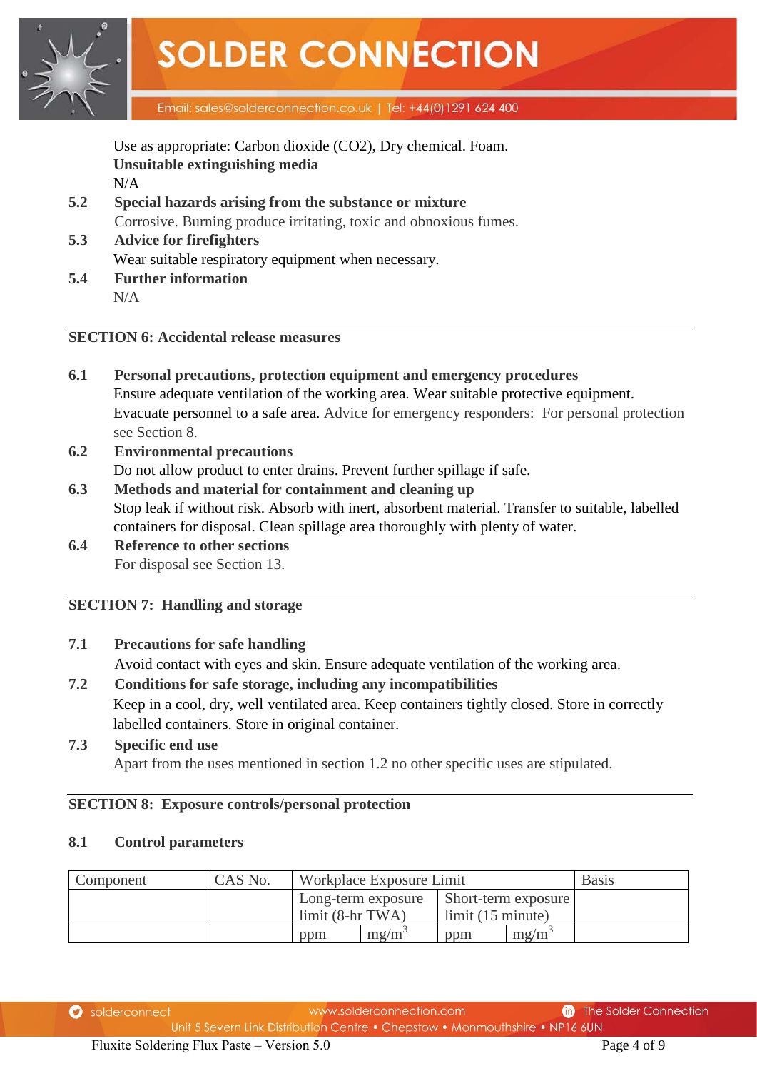Use as appropriate: Carbon dioxide ($CO_2$), Dry chemical. Foam.

**Unsuitable extinguishing media**

N/A

**5.2 Special hazards arising from the substance or mixture**

Corrosive. Burning produce irritating, toxic and obnoxious fumes.

**5.3 Advice for firefighters**

Wear suitable respiratory equipment when necessary.

**5.4 Further information**

N/A

## SECTION 6: Accidental release measures

**6.1 Personal precautions, protection equipment and emergency procedures**

Ensure adequate ventilation of the working area. Wear suitable protective equipment. Evacuate personnel to a safe area. Advice for emergency responders: For personal protection see Section 8.

**6.2 Environmental precautions**

Do not allow product to enter drains. Prevent further spillage if safe.

**6.3 Methods and material for containment and cleaning up**

Stop leak if without risk. Absorb with inert, absorbent material. Transfer to suitable, labelled containers for disposal. Clean spillage area thoroughly with plenty of water.

**6.4 Reference to other sections**

For disposal see Section 13.

## SECTION 7: Handling and storage

**7.1 Precautions for safe handling**

Avoid contact with eyes and skin. Ensure adequate ventilation of the working area.

**7.2 Conditions for safe storage, including any incompatibilities**

Keep in a cool, dry, well ventilated area. Keep containers tightly closed. Store in correctly labelled containers. Store in original container.

**7.3 Specific end use**

Apart from the uses mentioned in section 1.2 no other specific uses are stipulated.

## SECTION 8: Exposure controls/personal protection

**8.1 Control parameters**

| Component | CAS No. | Workplace Exposure Limit | | | | Basis |
|---|---|---|---|---|---|---|
| | | Long-term exposure limit (8-hr TWA) | | Short-term exposure limit (15 minute) | | |
| | | ppm | $mg/m^3$ | ppm | $mg/m^3$ | |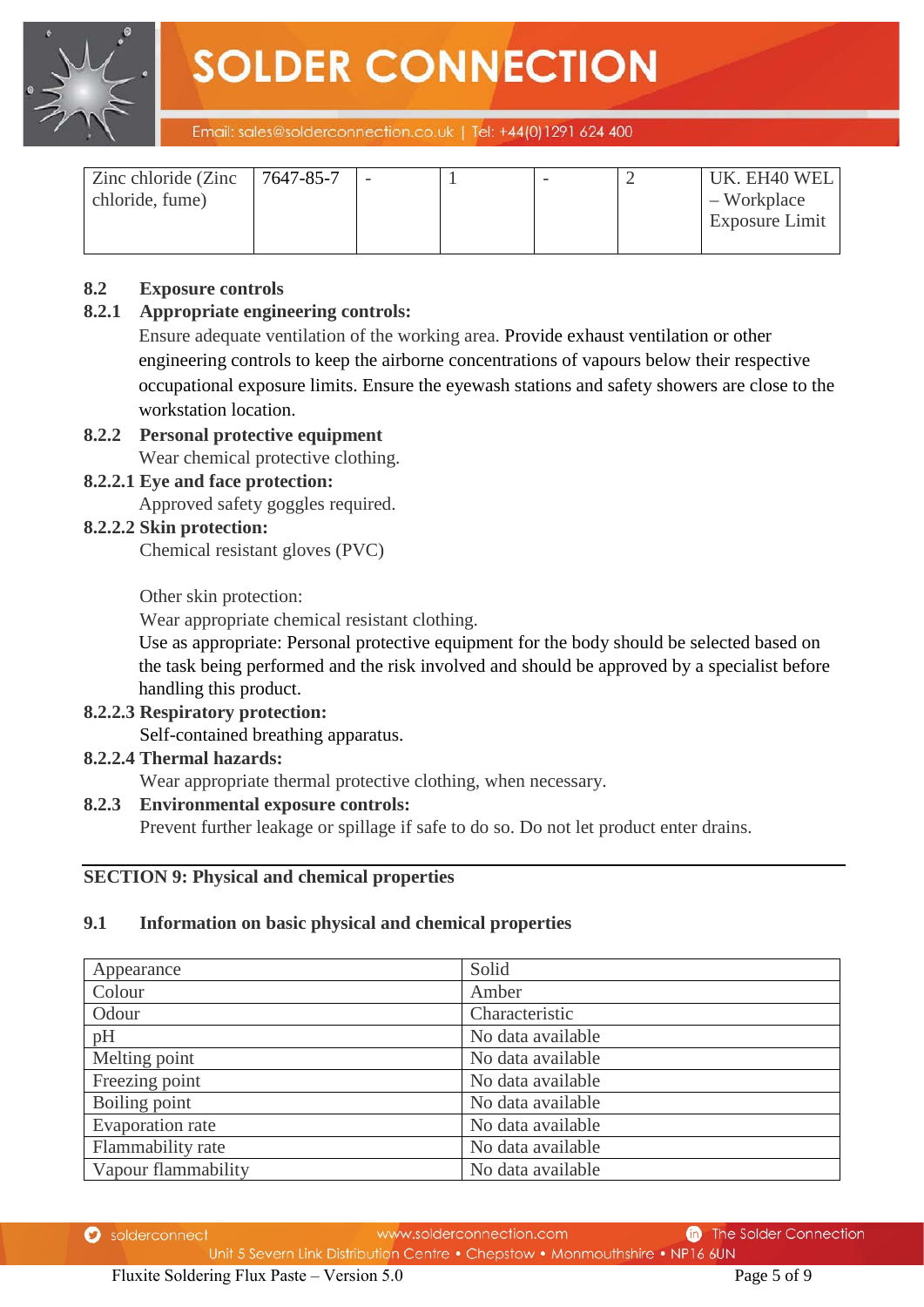| Zinc chloride (Zinc chloride, fume) | 7647-85-7 | - | 1 | - | 2 | UK. EH40 WEL – Workplace Exposure Limit |
|---|---|---|---|---|---|---|

**8.2 Exposure controls**

**8.2.1 Appropriate engineering controls:**

Ensure adequate ventilation of the working area. Provide exhaust ventilation or other engineering controls to keep the airborne concentrations of vapours below their respective occupational exposure limits. Ensure the eyewash stations and safety showers are close to the workstation location.

**8.2.2 Personal protective equipment**

Wear chemical protective clothing.

**8.2.2.1 Eye and face protection:**

Approved safety goggles required.

**8.2.2.2 Skin protection:**

Chemical resistant gloves (PVC)

Other skin protection:

Wear appropriate chemical resistant clothing.

Use as appropriate: Personal protective equipment for the body should be selected based on the task being performed and the risk involved and should be approved by a specialist before handling this product.

**8.2.2.3 Respiratory protection:**

Self-contained breathing apparatus.

**8.2.2.4 Thermal hazards:**

Wear appropriate thermal protective clothing, when necessary.

**8.2.3 Environmental exposure controls:**

Prevent further leakage or spillage if safe to do so. Do not let product enter drains.

## SECTION 9: Physical and chemical properties

### 9.1 Information on basic physical and chemical properties

| Appearance | Solid |
|---|---|
| Colour | Amber |
| Odour | Characteristic |
| pH | No data available |
| Melting point | No data available |
| Freezing point | No data available |
| Boiling point | No data available |
| Evaporation rate | No data available |
| Flammability rate | No data available |
| Vapour flammability | No data available |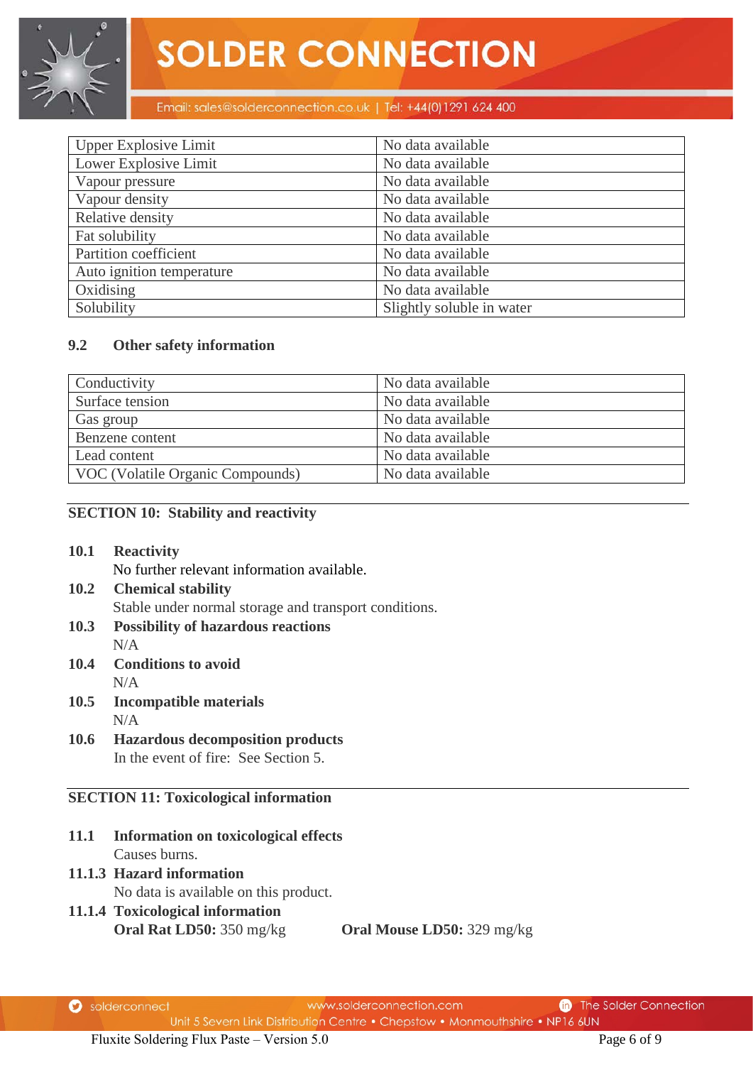| Upper Explosive Limit | No data available |
|---|---|
| Lower Explosive Limit | No data available |
| Vapour pressure | No data available |
| Vapour density | No data available |
| Relative density | No data available |
| Fat solubility | No data available |
| Partition coefficient | No data available |
| Auto ignition temperature | No data available |
| Oxidising | No data available |
| Solubility | Slightly soluble in water |

### 9.2 Other safety information

| Conductivity | No data available |
|---|---|
| Surface tension | No data available |
| Gas group | No data available |
| Benzene content | No data available |
| Lead content | No data available |
| VOC (Volatile Organic Compounds) | No data available |

## SECTION 10: Stability and reactivity

**10.1 Reactivity**
No further relevant information available.

**10.2 Chemical stability**
Stable under normal storage and transport conditions.

**10.3 Possibility of hazardous reactions**
N/A

**10.4 Conditions to avoid**
N/A

**10.5 Incompatible materials**
N/A

**10.6 Hazardous decomposition products**
In the event of fire: See Section 5.

## SECTION 11: Toxicological information

**11.1 Information on toxicological effects**
Causes burns.

**11.1.3 Hazard information**
No data is available on this product.

**11.1.4 Toxicological information**
**Oral Rat LD50:** 350 mg/kg **Oral Mouse LD50:** 329 mg/kg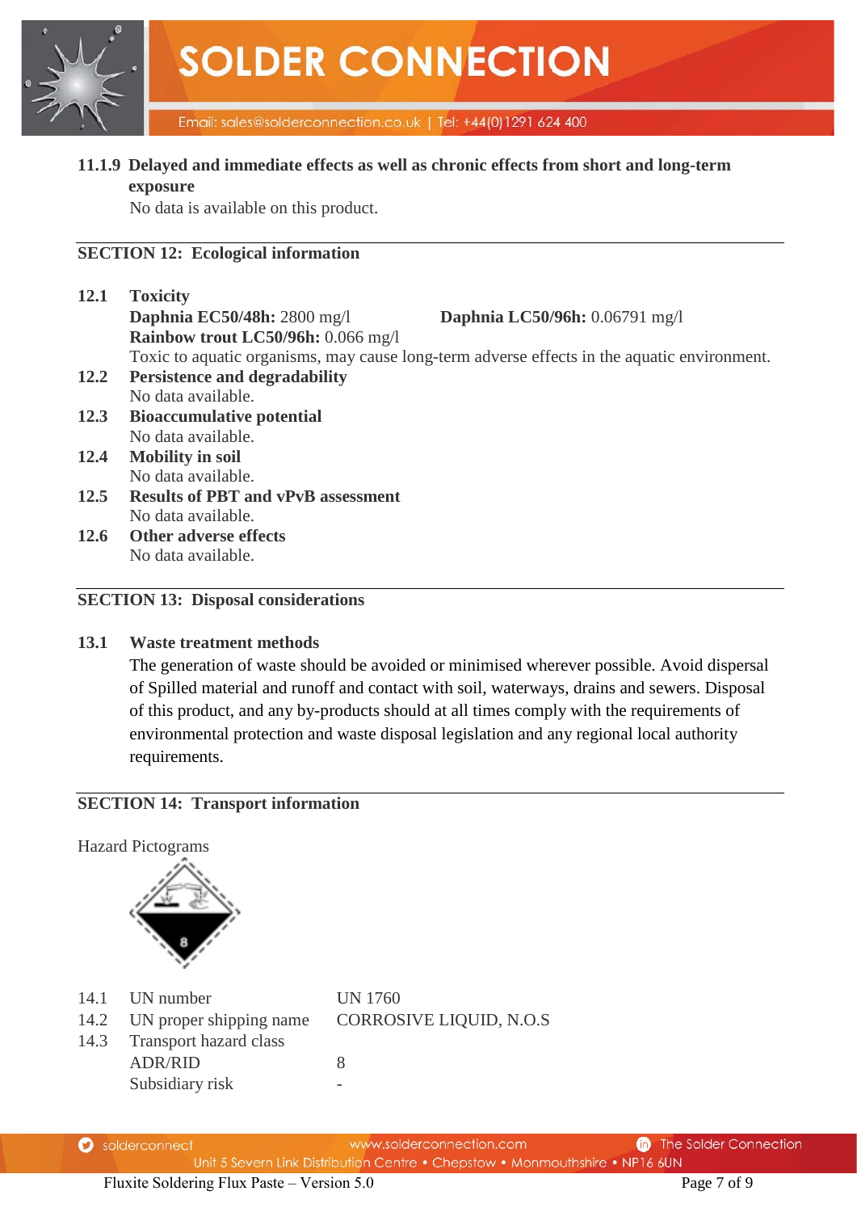**11.1.9 Delayed and immediate effects as well as chronic effects from short and long-term exposure**

No data is available on this product.

## SECTION 12: Ecological information

**12.1 Toxicity**

**Daphnia EC50/48h:** 2800 mg/l    **Daphnia LC50/96h:** 0.06791 mg/l

**Rainbow trout LC50/96h:** 0.066 mg/l

Toxic to aquatic organisms, may cause long-term adverse effects in the aquatic environment.

**12.2 Persistence and degradability**

No data available.

**12.3 Bioaccumulative potential**

No data available.

**12.4 Mobility in soil**

No data available.

**12.5 Results of PBT and vPvB assessment**

No data available.

**12.6 Other adverse effects**

No data available.

## SECTION 13: Disposal considerations

**13.1 Waste treatment methods**

The generation of waste should be avoided or minimised wherever possible. Avoid dispersal of Spilled material and runoff and contact with soil, waterways, drains and sewers. Disposal of this product, and any by-products should at all times comply with the requirements of environmental protection and waste disposal legislation and any regional local authority requirements.

## SECTION 14: Transport information

Hazard Pictograms

| | | |
|---|---|---|
| 14.1 | UN number | UN 1760 |
| 14.2 | UN proper shipping name | CORROSIVE LIQUID, N.O.S |
| 14.3 | Transport hazard class | |
| | ADR/RID | 8 |
| | Subsidiary risk | - |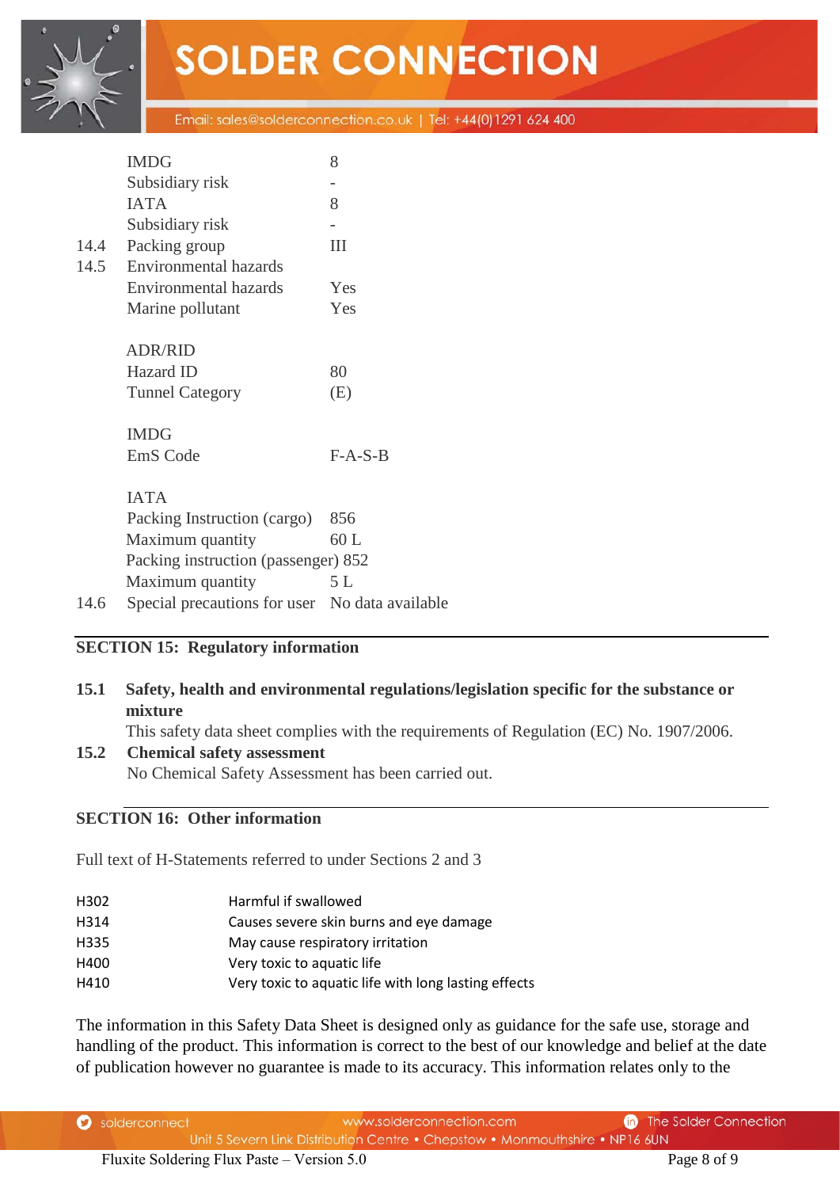| | | |
|---|---|---|
| | IMDG | 8 |
| | Subsidiary risk | - |
| | IATA | 8 |
| | Subsidiary risk | - |
| 14.4 | Packing group | III |
| 14.5 | Environmental hazards | |
| | Environmental hazards | Yes |
| | Marine pollutant | Yes |
| | | |
| | ADR/RID | |
| | Hazard ID | 80 |
| | Tunnel Category | (E) |
| | | |
| | IMDG | |
| | EmS Code | F-A-S-B |
| | | |
| | IATA | |
| | Packing Instruction (cargo) | 856 |
| | Maximum quantity | 60 L |
| | Packing instruction (passenger) | 852 |
| | Maximum quantity | 5 L |
| 14.6 | Special precautions for user | No data available |

## SECTION 15: Regulatory information

**15.1 Safety, health and environmental regulations/legislation specific for the substance or mixture**

This safety data sheet complies with the requirements of Regulation (EC) No. 1907/2006.

**15.2 Chemical safety assessment**

No Chemical Safety Assessment has been carried out.

## SECTION 16: Other information

Full text of H-Statements referred to under Sections 2 and 3

| | |
|---|---|
| H302 | Harmful if swallowed |
| H314 | Causes severe skin burns and eye damage |
| H335 | May cause respiratory irritation |
| H400 | Very toxic to aquatic life |
| H410 | Very toxic to aquatic life with long lasting effects |

The information in this Safety Data Sheet is designed only as guidance for the safe use, storage and handling of the product. This information is correct to the best of our knowledge and belief at the date of publication however no guarantee is made to its accuracy. This information relates only to the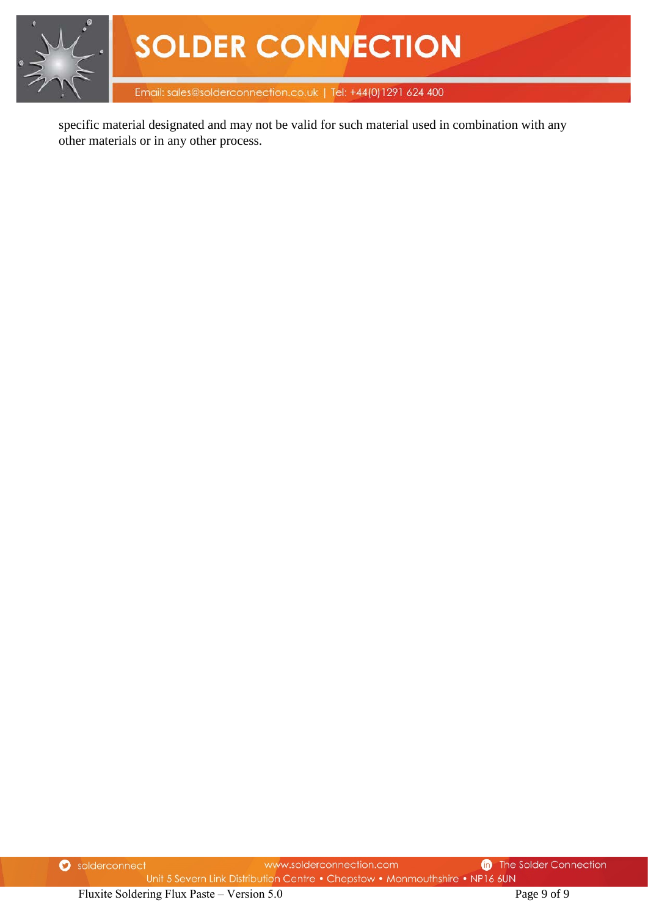specific material designated and may not be valid for such material used in combination with any other materials or in any other process.